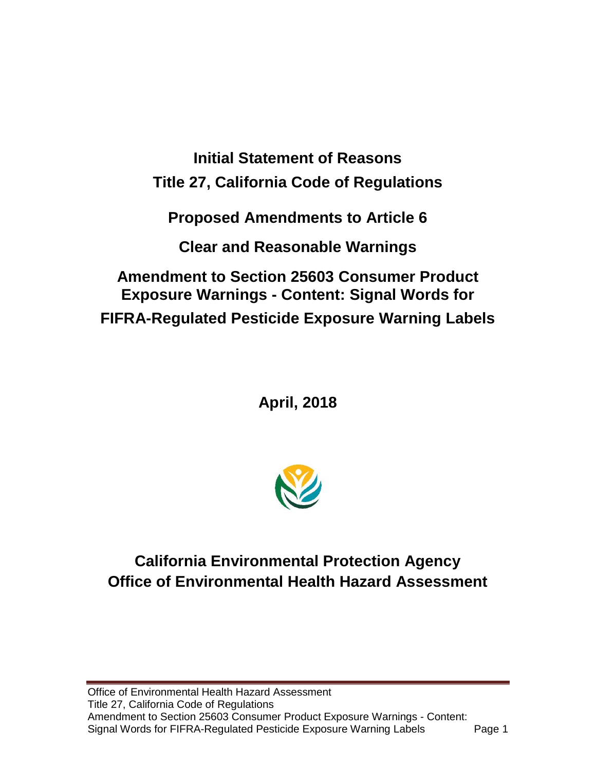# Initial Statement of Reasons

# Title 27, California Code of Regulations

## Proposed Amendments to Article 6

## Clear and Reasonable Warnings

## Amendment to Section 25603 Consumer Product Exposure Warnings - Content: Signal Words for FIFRA-Regulated Pesticide Exposure Warning Labels

**April, 2018**

## California Environmental Protection Agency
## Office of Environmental Health Hazard Assessment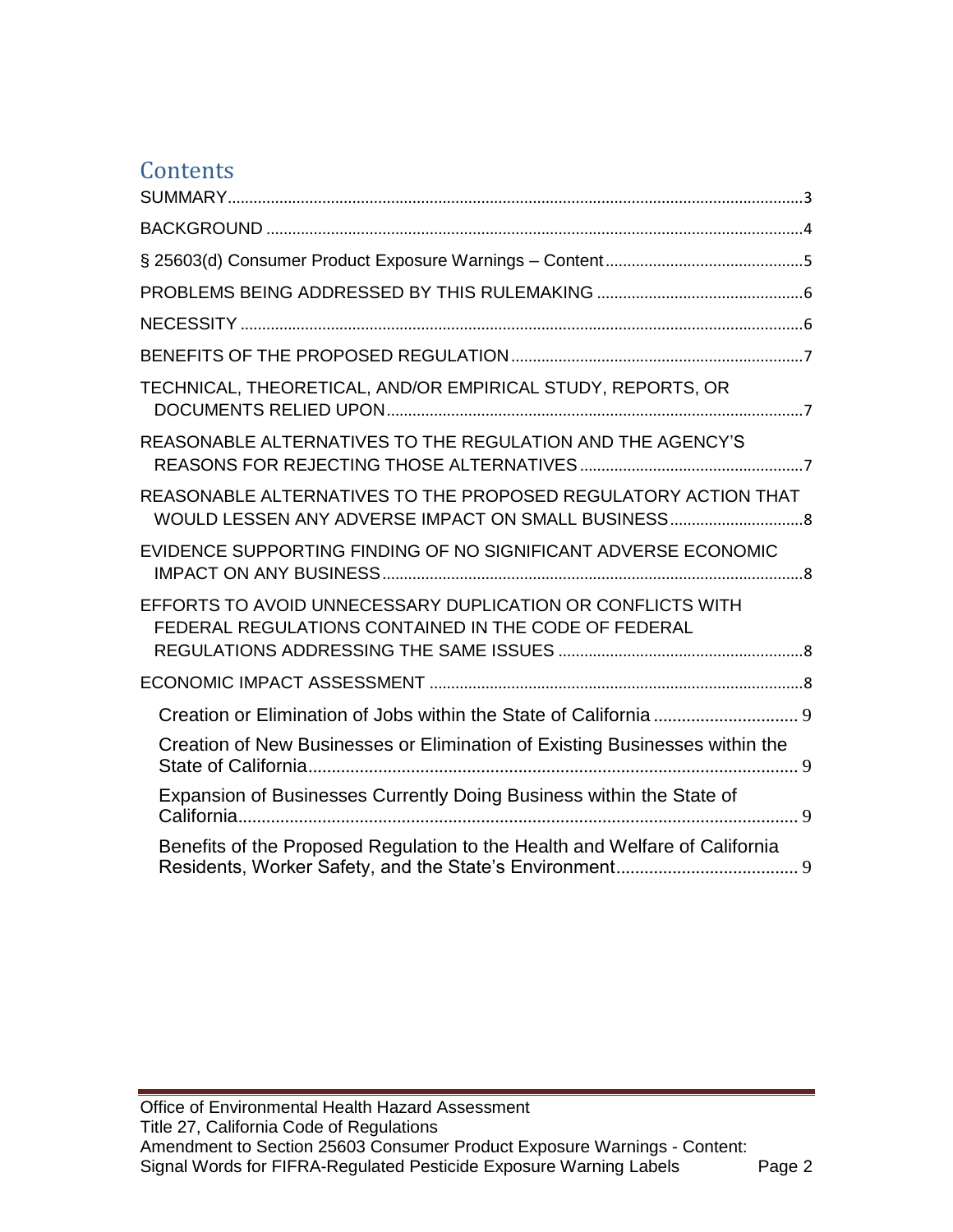# Contents

SUMMARY.......3

BACKGROUND.......4

§ 25603(d) Consumer Product Exposure Warnings – Content.......5

PROBLEMS BEING ADDRESSED BY THIS RULEMAKING.......6

NECESSITY.......6

BENEFITS OF THE PROPOSED REGULATION.......7

TECHNICAL, THEORETICAL, AND/OR EMPIRICAL STUDY, REPORTS, OR DOCUMENTS RELIED UPON.......7

REASONABLE ALTERNATIVES TO THE REGULATION AND THE AGENCY'S REASONS FOR REJECTING THOSE ALTERNATIVES.......7

REASONABLE ALTERNATIVES TO THE PROPOSED REGULATORY ACTION THAT WOULD LESSEN ANY ADVERSE IMPACT ON SMALL BUSINESS.......8

EVIDENCE SUPPORTING FINDING OF NO SIGNIFICANT ADVERSE ECONOMIC IMPACT ON ANY BUSINESS.......8

EFFORTS TO AVOID UNNECESSARY DUPLICATION OR CONFLICTS WITH FEDERAL REGULATIONS CONTAINED IN THE CODE OF FEDERAL REGULATIONS ADDRESSING THE SAME ISSUES.......8

ECONOMIC IMPACT ASSESSMENT.......8

- Creation or Elimination of Jobs within the State of California.......9
- Creation of New Businesses or Elimination of Existing Businesses within the State of California.......9
- Expansion of Businesses Currently Doing Business within the State of California.......9
- Benefits of the Proposed Regulation to the Health and Welfare of California Residents, Worker Safety, and the State's Environment.......9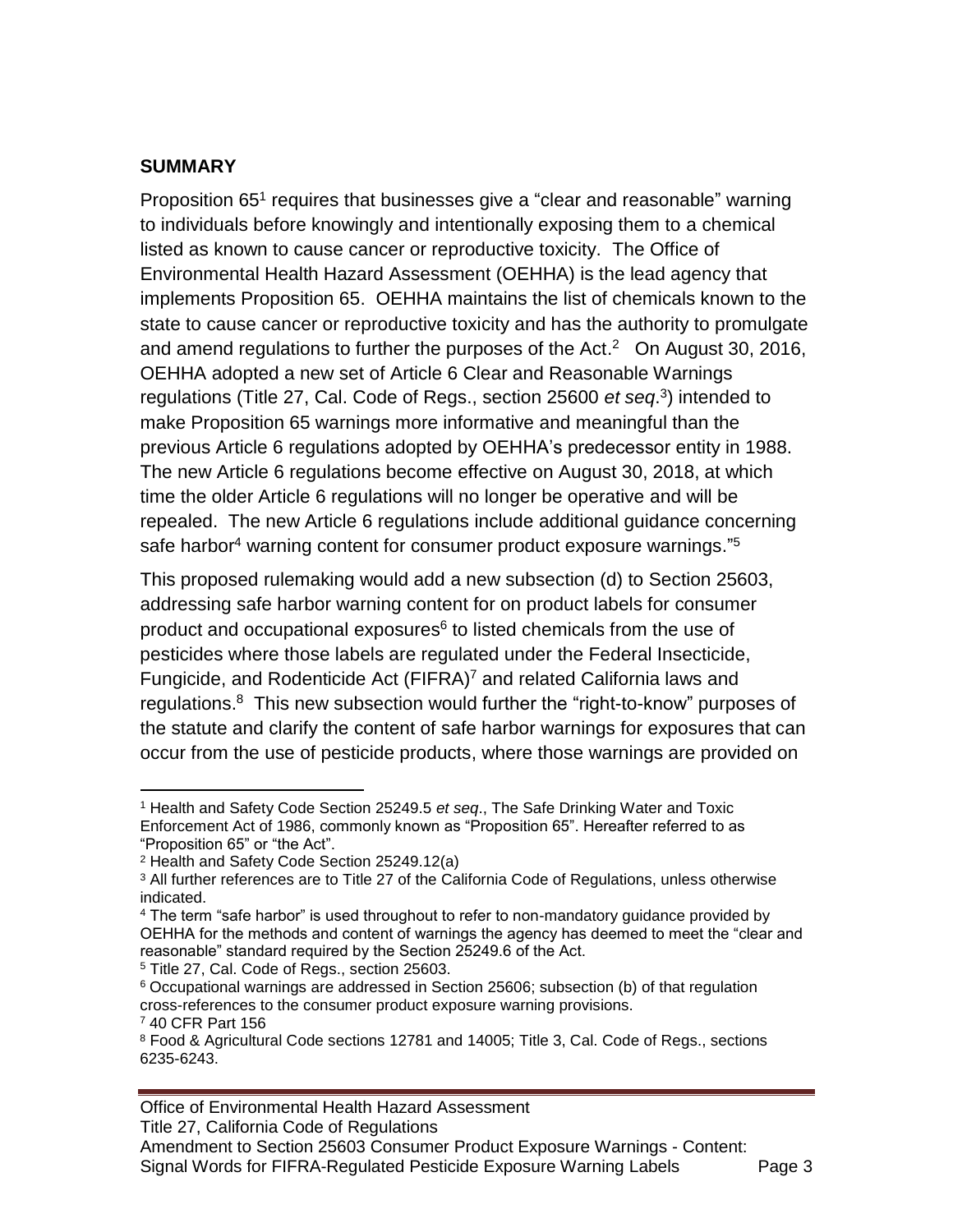## SUMMARY

Proposition 65[1] requires that businesses give a "clear and reasonable" warning to individuals before knowingly and intentionally exposing them to a chemical listed as known to cause cancer or reproductive toxicity. The Office of Environmental Health Hazard Assessment (OEHHA) is the lead agency that implements Proposition 65. OEHHA maintains the list of chemicals known to the state to cause cancer or reproductive toxicity and has the authority to promulgate and amend regulations to further the purposes of the Act.[2] On August 30, 2016, OEHHA adopted a new set of Article 6 Clear and Reasonable Warnings regulations (Title 27, Cal. Code of Regs., section 25600 *et seq*.[3]) intended to make Proposition 65 warnings more informative and meaningful than the previous Article 6 regulations adopted by OEHHA's predecessor entity in 1988. The new Article 6 regulations become effective on August 30, 2018, at which time the older Article 6 regulations will no longer be operative and will be repealed. The new Article 6 regulations include additional guidance concerning safe harbor[4] warning content for consumer product exposure warnings."[5]

This proposed rulemaking would add a new subsection (d) to Section 25603, addressing safe harbor warning content for on product labels for consumer product and occupational exposures[6] to listed chemicals from the use of pesticides where those labels are regulated under the Federal Insecticide, Fungicide, and Rodenticide Act (FIFRA)[7] and related California laws and regulations.[8] This new subsection would further the "right-to-know" purposes of the statute and clarify the content of safe harbor warnings for exposures that can occur from the use of pesticide products, where those warnings are provided on

---

[1] Health and Safety Code Section 25249.5 *et seq*., The Safe Drinking Water and Toxic Enforcement Act of 1986, commonly known as "Proposition 65". Hereafter referred to as "Proposition 65" or "the Act".

[2] Health and Safety Code Section 25249.12(a)

[3] All further references are to Title 27 of the California Code of Regulations, unless otherwise indicated.

[4] The term "safe harbor" is used throughout to refer to non-mandatory guidance provided by OEHHA for the methods and content of warnings the agency has deemed to meet the "clear and reasonable" standard required by the Section 25249.6 of the Act.

[5] Title 27, Cal. Code of Regs., section 25603.

[6] Occupational warnings are addressed in Section 25606; subsection (b) of that regulation cross-references to the consumer product exposure warning provisions.

[7] 40 CFR Part 156

[8] Food & Agricultural Code sections 12781 and 14005; Title 3, Cal. Code of Regs., sections 6235-6243.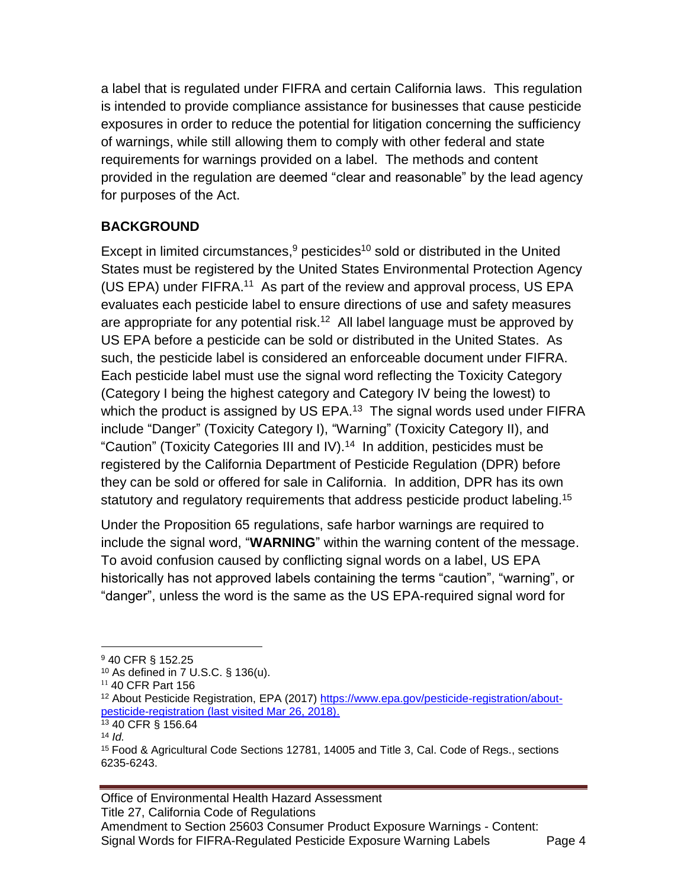a label that is regulated under FIFRA and certain California laws. This regulation is intended to provide compliance assistance for businesses that cause pesticide exposures in order to reduce the potential for litigation concerning the sufficiency of warnings, while still allowing them to comply with other federal and state requirements for warnings provided on a label. The methods and content provided in the regulation are deemed "clear and reasonable" by the lead agency for purposes of the Act.

## BACKGROUND

Except in limited circumstances,[9] pesticides[10] sold or distributed in the United States must be registered by the United States Environmental Protection Agency (US EPA) under FIFRA.[11] As part of the review and approval process, US EPA evaluates each pesticide label to ensure directions of use and safety measures are appropriate for any potential risk.[12] All label language must be approved by US EPA before a pesticide can be sold or distributed in the United States. As such, the pesticide label is considered an enforceable document under FIFRA. Each pesticide label must use the signal word reflecting the Toxicity Category (Category I being the highest category and Category IV being the lowest) to which the product is assigned by US EPA.[13] The signal words used under FIFRA include "Danger" (Toxicity Category I), "Warning" (Toxicity Category II), and "Caution" (Toxicity Categories III and IV).[14] In addition, pesticides must be registered by the California Department of Pesticide Regulation (DPR) before they can be sold or offered for sale in California. In addition, DPR has its own statutory and regulatory requirements that address pesticide product labeling.[15]

Under the Proposition 65 regulations, safe harbor warnings are required to include the signal word, "**WARNING**" within the warning content of the message. To avoid confusion caused by conflicting signal words on a label, US EPA historically has not approved labels containing the terms "caution", "warning", or "danger", unless the word is the same as the US EPA-required signal word for

---

[9] 40 CFR § 152.25

[10] As defined in 7 U.S.C. § 136(u).

[11] 40 CFR Part 156

[12] About Pesticide Registration, EPA (2017) https://www.epa.gov/pesticide-registration/about-pesticide-registration (last visited Mar 26, 2018).

[13] 40 CFR § 156.64

[14] *Id.*

[15] Food & Agricultural Code Sections 12781, 14005 and Title 3, Cal. Code of Regs., sections 6235-6243.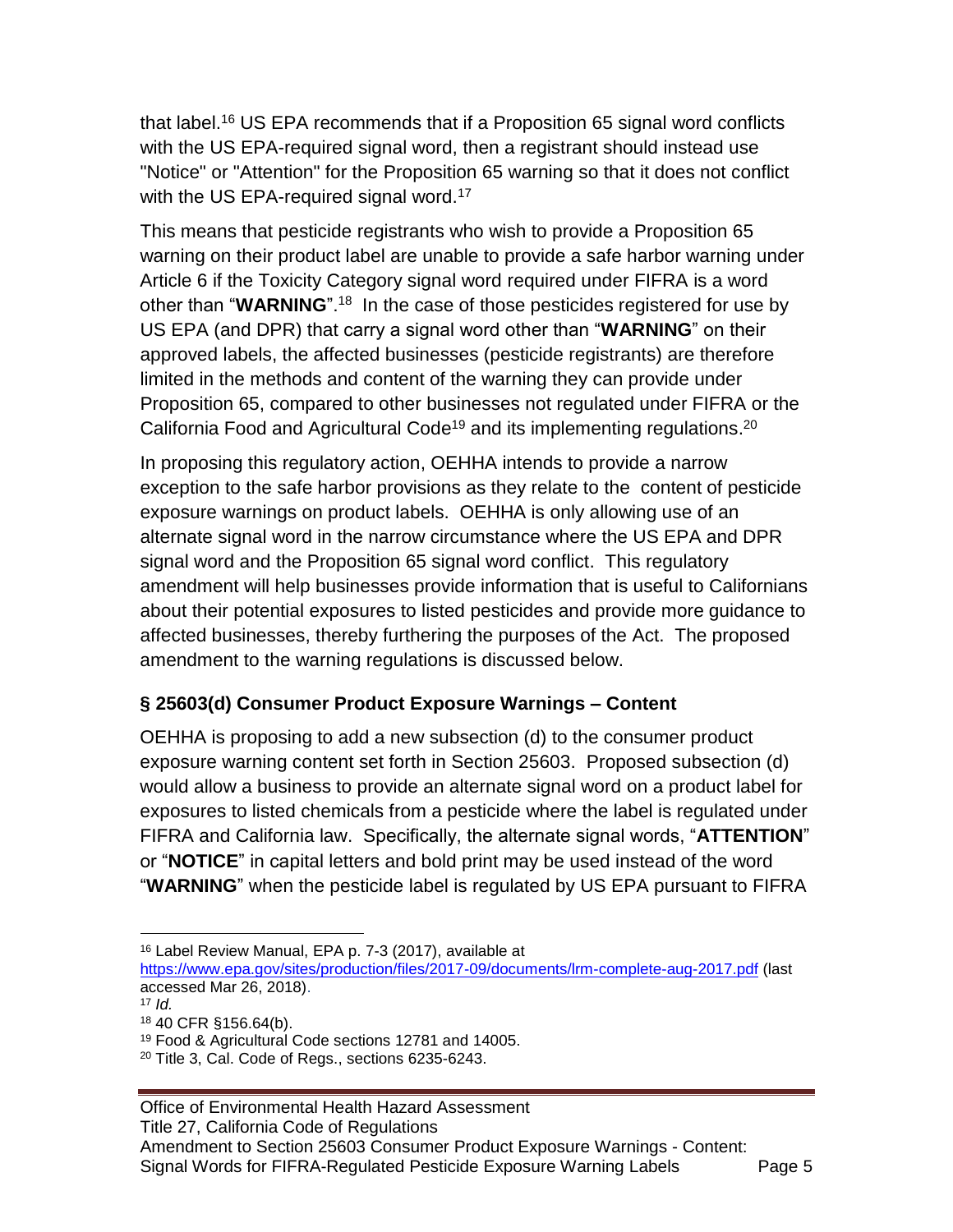that label.[16] US EPA recommends that if a Proposition 65 signal word conflicts with the US EPA-required signal word, then a registrant should instead use "Notice" or "Attention" for the Proposition 65 warning so that it does not conflict with the US EPA-required signal word.[17]

This means that pesticide registrants who wish to provide a Proposition 65 warning on their product label are unable to provide a safe harbor warning under Article 6 if the Toxicity Category signal word required under FIFRA is a word other than "**WARNING**".[18] In the case of those pesticides registered for use by US EPA (and DPR) that carry a signal word other than "**WARNING**" on their approved labels, the affected businesses (pesticide registrants) are therefore limited in the methods and content of the warning they can provide under Proposition 65, compared to other businesses not regulated under FIFRA or the California Food and Agricultural Code[19] and its implementing regulations.[20]

In proposing this regulatory action, OEHHA intends to provide a narrow exception to the safe harbor provisions as they relate to the content of pesticide exposure warnings on product labels. OEHHA is only allowing use of an alternate signal word in the narrow circumstance where the US EPA and DPR signal word and the Proposition 65 signal word conflict. This regulatory amendment will help businesses provide information that is useful to Californians about their potential exposures to listed pesticides and provide more guidance to affected businesses, thereby furthering the purposes of the Act. The proposed amendment to the warning regulations is discussed below.

### § 25603(d) Consumer Product Exposure Warnings – Content

OEHHA is proposing to add a new subsection (d) to the consumer product exposure warning content set forth in Section 25603. Proposed subsection (d) would allow a business to provide an alternate signal word on a product label for exposures to listed chemicals from a pesticide where the label is regulated under FIFRA and California law. Specifically, the alternate signal words, "**ATTENTION**" or "**NOTICE**" in capital letters and bold print may be used instead of the word "**WARNING**" when the pesticide label is regulated by US EPA pursuant to FIFRA

---

[16] Label Review Manual, EPA p. 7-3 (2017), available at https://www.epa.gov/sites/production/files/2017-09/documents/lrm-complete-aug-2017.pdf (last accessed Mar 26, 2018).

[17] *Id.*

[18] 40 CFR §156.64(b).

[19] Food & Agricultural Code sections 12781 and 14005.

[20] Title 3, Cal. Code of Regs., sections 6235-6243.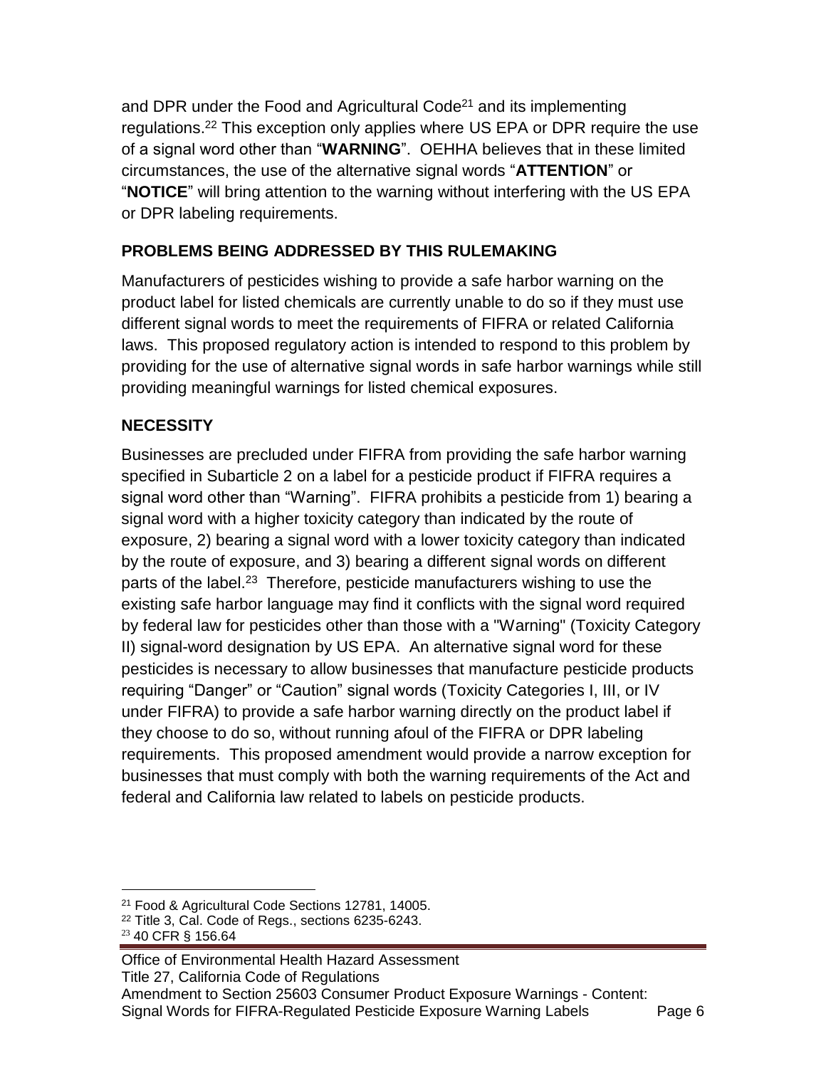and DPR under the Food and Agricultural Code[21] and its implementing regulations.[22] This exception only applies where US EPA or DPR require the use of a signal word other than "**WARNING**". OEHHA believes that in these limited circumstances, the use of the alternative signal words "**ATTENTION**" or "**NOTICE**" will bring attention to the warning without interfering with the US EPA or DPR labeling requirements.

## PROBLEMS BEING ADDRESSED BY THIS RULEMAKING

Manufacturers of pesticides wishing to provide a safe harbor warning on the product label for listed chemicals are currently unable to do so if they must use different signal words to meet the requirements of FIFRA or related California laws. This proposed regulatory action is intended to respond to this problem by providing for the use of alternative signal words in safe harbor warnings while still providing meaningful warnings for listed chemical exposures.

## NECESSITY

Businesses are precluded under FIFRA from providing the safe harbor warning specified in Subarticle 2 on a label for a pesticide product if FIFRA requires a signal word other than "Warning". FIFRA prohibits a pesticide from 1) bearing a signal word with a higher toxicity category than indicated by the route of exposure, 2) bearing a signal word with a lower toxicity category than indicated by the route of exposure, and 3) bearing a different signal words on different parts of the label.[23] Therefore, pesticide manufacturers wishing to use the existing safe harbor language may find it conflicts with the signal word required by federal law for pesticides other than those with a "Warning" (Toxicity Category II) signal-word designation by US EPA. An alternative signal word for these pesticides is necessary to allow businesses that manufacture pesticide products requiring "Danger" or "Caution" signal words (Toxicity Categories I, III, or IV under FIFRA) to provide a safe harbor warning directly on the product label if they choose to do so, without running afoul of the FIFRA or DPR labeling requirements. This proposed amendment would provide a narrow exception for businesses that must comply with both the warning requirements of the Act and federal and California law related to labels on pesticide products.

---

[21] Food & Agricultural Code Sections 12781, 14005.

[22] Title 3, Cal. Code of Regs., sections 6235-6243.

[23] 40 CFR § 156.64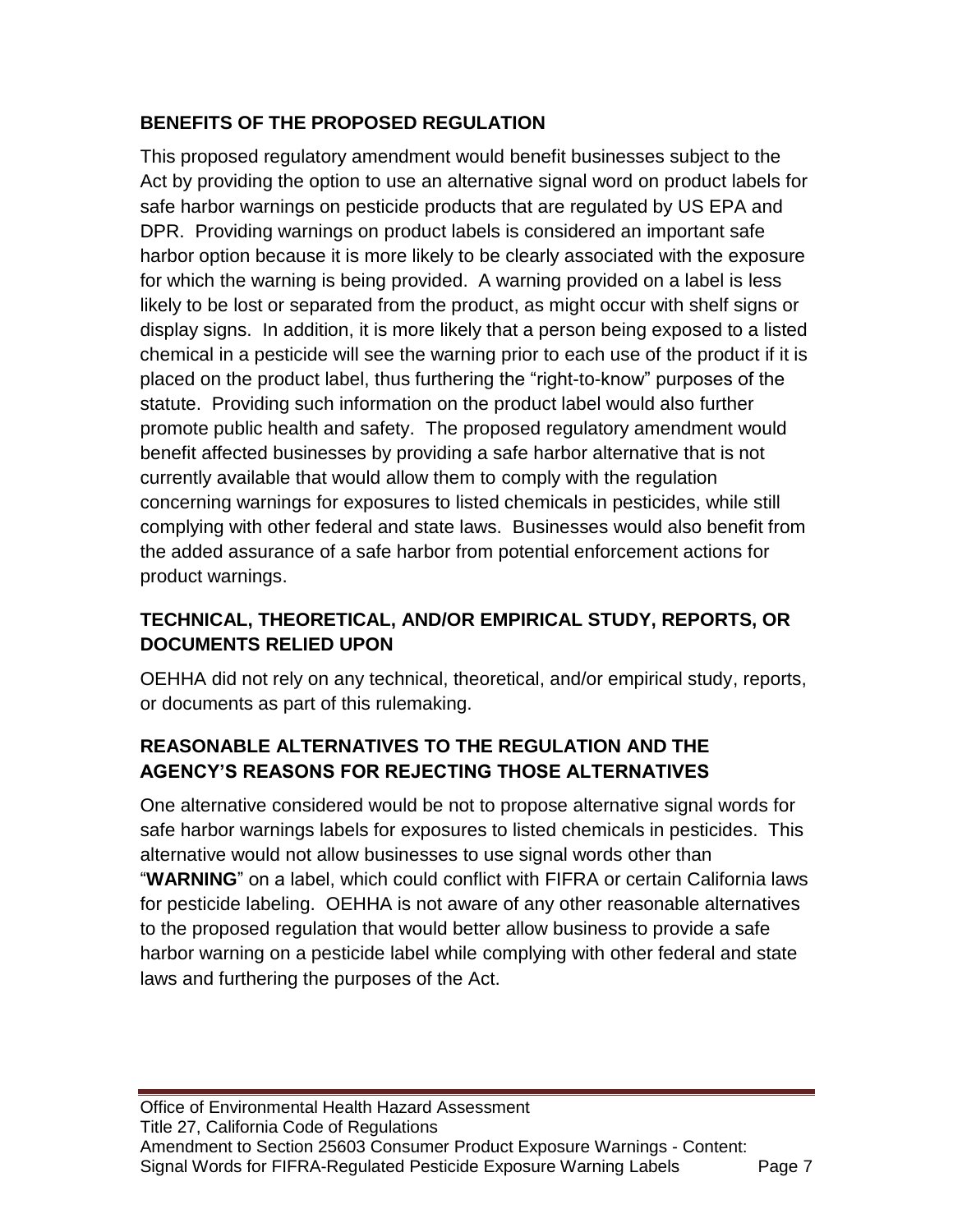## BENEFITS OF THE PROPOSED REGULATION

This proposed regulatory amendment would benefit businesses subject to the Act by providing the option to use an alternative signal word on product labels for safe harbor warnings on pesticide products that are regulated by US EPA and DPR. Providing warnings on product labels is considered an important safe harbor option because it is more likely to be clearly associated with the exposure for which the warning is being provided. A warning provided on a label is less likely to be lost or separated from the product, as might occur with shelf signs or display signs. In addition, it is more likely that a person being exposed to a listed chemical in a pesticide will see the warning prior to each use of the product if it is placed on the product label, thus furthering the "right-to-know" purposes of the statute. Providing such information on the product label would also further promote public health and safety. The proposed regulatory amendment would benefit affected businesses by providing a safe harbor alternative that is not currently available that would allow them to comply with the regulation concerning warnings for exposures to listed chemicals in pesticides, while still complying with other federal and state laws. Businesses would also benefit from the added assurance of a safe harbor from potential enforcement actions for product warnings.

## TECHNICAL, THEORETICAL, AND/OR EMPIRICAL STUDY, REPORTS, OR DOCUMENTS RELIED UPON

OEHHA did not rely on any technical, theoretical, and/or empirical study, reports, or documents as part of this rulemaking.

## REASONABLE ALTERNATIVES TO THE REGULATION AND THE AGENCY'S REASONS FOR REJECTING THOSE ALTERNATIVES

One alternative considered would be not to propose alternative signal words for safe harbor warnings labels for exposures to listed chemicals in pesticides. This alternative would not allow businesses to use signal words other than "**WARNING**" on a label, which could conflict with FIFRA or certain California laws for pesticide labeling. OEHHA is not aware of any other reasonable alternatives to the proposed regulation that would better allow business to provide a safe harbor warning on a pesticide label while complying with other federal and state laws and furthering the purposes of the Act.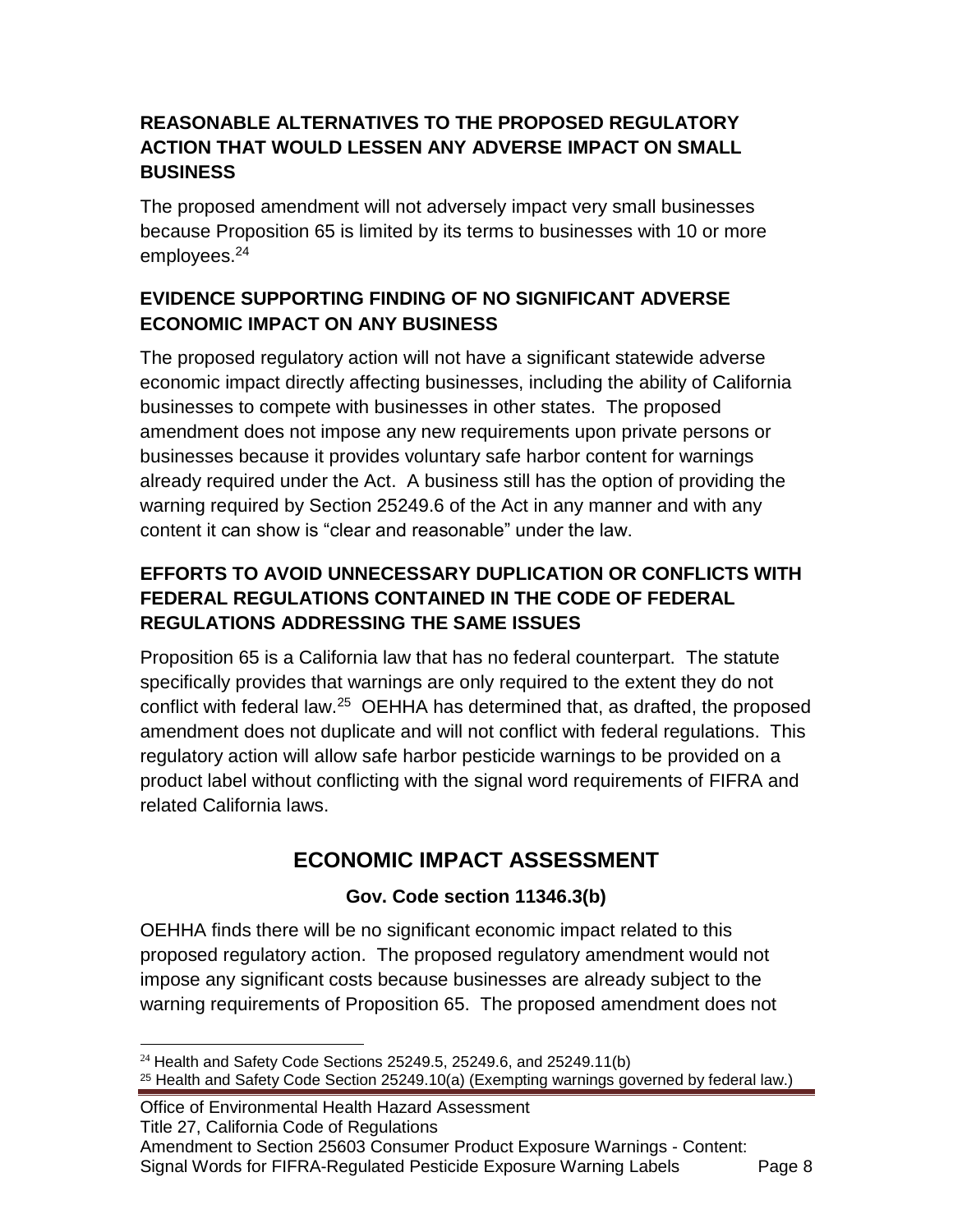## REASONABLE ALTERNATIVES TO THE PROPOSED REGULATORY ACTION THAT WOULD LESSEN ANY ADVERSE IMPACT ON SMALL BUSINESS

The proposed amendment will not adversely impact very small businesses because Proposition 65 is limited by its terms to businesses with 10 or more employees.[24]

## EVIDENCE SUPPORTING FINDING OF NO SIGNIFICANT ADVERSE ECONOMIC IMPACT ON ANY BUSINESS

The proposed regulatory action will not have a significant statewide adverse economic impact directly affecting businesses, including the ability of California businesses to compete with businesses in other states. The proposed amendment does not impose any new requirements upon private persons or businesses because it provides voluntary safe harbor content for warnings already required under the Act. A business still has the option of providing the warning required by Section 25249.6 of the Act in any manner and with any content it can show is "clear and reasonable" under the law.

## EFFORTS TO AVOID UNNECESSARY DUPLICATION OR CONFLICTS WITH FEDERAL REGULATIONS CONTAINED IN THE CODE OF FEDERAL REGULATIONS ADDRESSING THE SAME ISSUES

Proposition 65 is a California law that has no federal counterpart. The statute specifically provides that warnings are only required to the extent they do not conflict with federal law.[25] OEHHA has determined that, as drafted, the proposed amendment does not duplicate and will not conflict with federal regulations. This regulatory action will allow safe harbor pesticide warnings to be provided on a product label without conflicting with the signal word requirements of FIFRA and related California laws.

# ECONOMIC IMPACT ASSESSMENT

**Gov. Code section 11346.3(b)**

OEHHA finds there will be no significant economic impact related to this proposed regulatory action. The proposed regulatory amendment would not impose any significant costs because businesses are already subject to the warning requirements of Proposition 65. The proposed amendment does not

---

[24] Health and Safety Code Sections 25249.5, 25249.6, and 25249.11(b)

[25] Health and Safety Code Section 25249.10(a) (Exempting warnings governed by federal law.)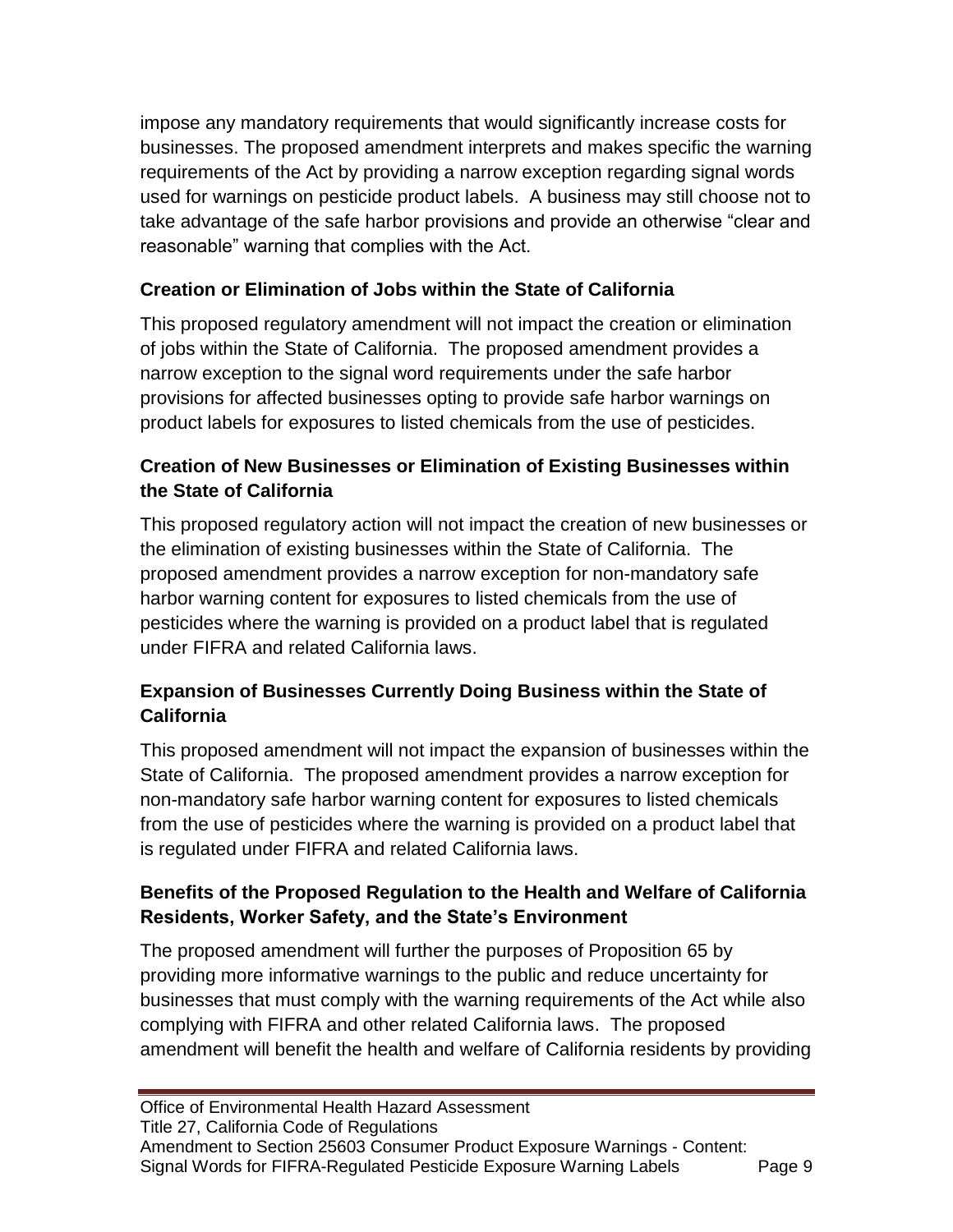impose any mandatory requirements that would significantly increase costs for businesses. The proposed amendment interprets and makes specific the warning requirements of the Act by providing a narrow exception regarding signal words used for warnings on pesticide product labels. A business may still choose not to take advantage of the safe harbor provisions and provide an otherwise "clear and reasonable" warning that complies with the Act.

### Creation or Elimination of Jobs within the State of California

This proposed regulatory amendment will not impact the creation or elimination of jobs within the State of California. The proposed amendment provides a narrow exception to the signal word requirements under the safe harbor provisions for affected businesses opting to provide safe harbor warnings on product labels for exposures to listed chemicals from the use of pesticides.

### Creation of New Businesses or Elimination of Existing Businesses within the State of California

This proposed regulatory action will not impact the creation of new businesses or the elimination of existing businesses within the State of California. The proposed amendment provides a narrow exception for non-mandatory safe harbor warning content for exposures to listed chemicals from the use of pesticides where the warning is provided on a product label that is regulated under FIFRA and related California laws.

### Expansion of Businesses Currently Doing Business within the State of California

This proposed amendment will not impact the expansion of businesses within the State of California. The proposed amendment provides a narrow exception for non-mandatory safe harbor warning content for exposures to listed chemicals from the use of pesticides where the warning is provided on a product label that is regulated under FIFRA and related California laws.

### Benefits of the Proposed Regulation to the Health and Welfare of California Residents, Worker Safety, and the State's Environment

The proposed amendment will further the purposes of Proposition 65 by providing more informative warnings to the public and reduce uncertainty for businesses that must comply with the warning requirements of the Act while also complying with FIFRA and other related California laws. The proposed amendment will benefit the health and welfare of California residents by providing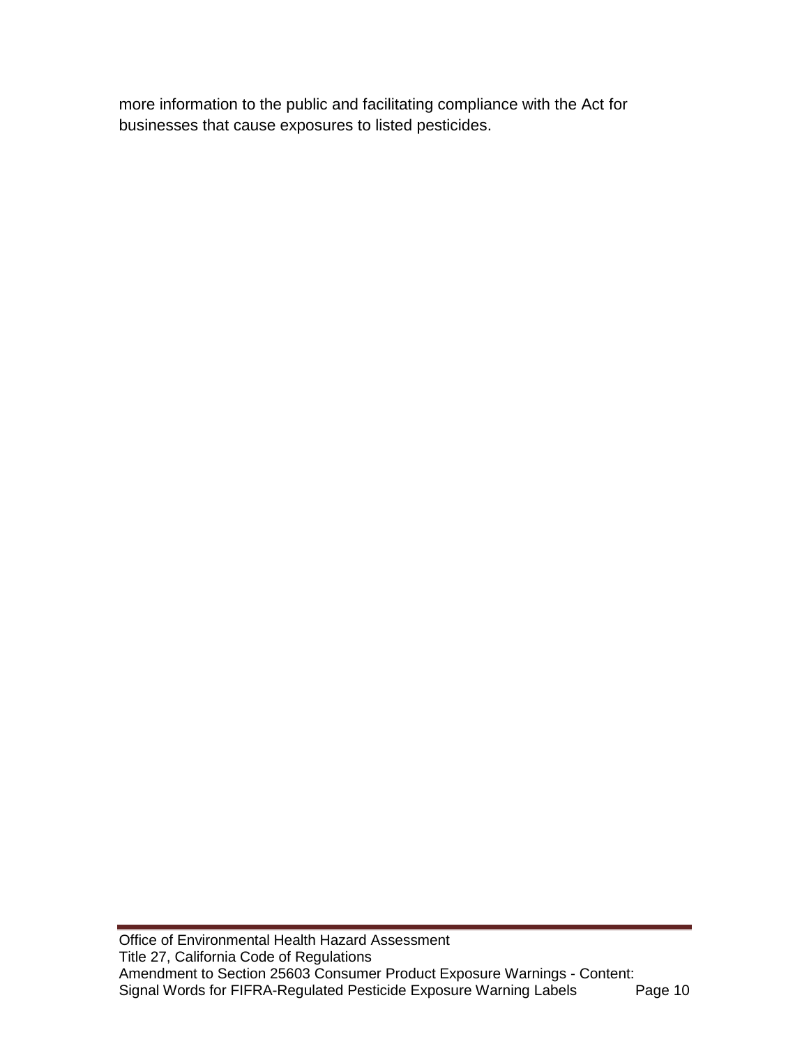more information to the public and facilitating compliance with the Act for businesses that cause exposures to listed pesticides.